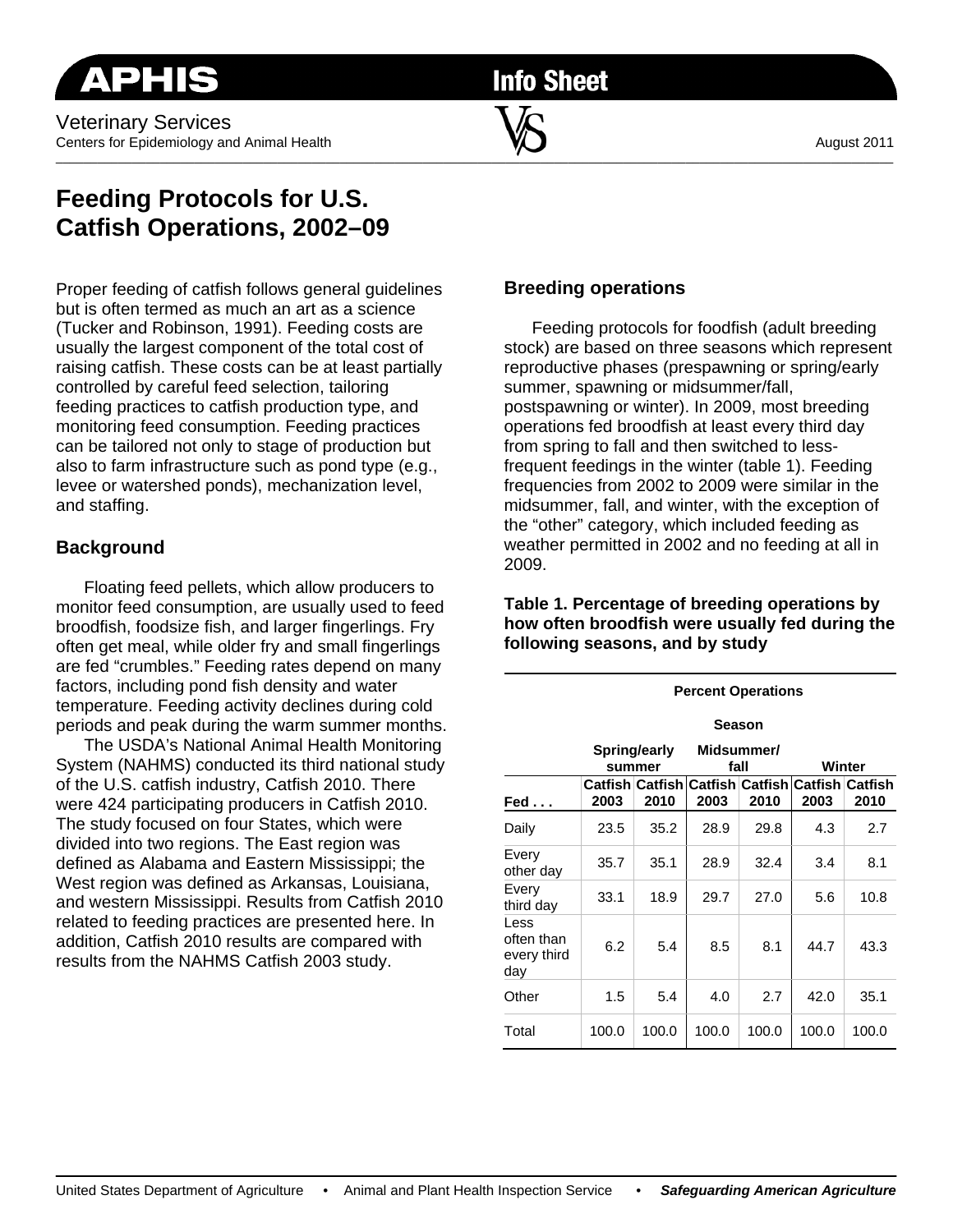APHIS

Info Sheet

Veterinary Services
Centers for Epidemiology and Animal Health

August 2011

# Feeding Protocols for U.S. Catfish Operations, 2002–09

Proper feeding of catfish follows general guidelines but is often termed as much an art as a science (Tucker and Robinson, 1991). Feeding costs are usually the largest component of the total cost of raising catfish. These costs can be at least partially controlled by careful feed selection, tailoring feeding practices to catfish production type, and monitoring feed consumption. Feeding practices can be tailored not only to stage of production but also to farm infrastructure such as pond type (e.g., levee or watershed ponds), mechanization level, and staffing.

## Background

Floating feed pellets, which allow producers to monitor feed consumption, are usually used to feed broodfish, foodsize fish, and larger fingerlings. Fry often get meal, while older fry and small fingerlings are fed "crumbles." Feeding rates depend on many factors, including pond fish density and water temperature. Feeding activity declines during cold periods and peak during the warm summer months.

The USDA's National Animal Health Monitoring System (NAHMS) conducted its third national study of the U.S. catfish industry, Catfish 2010. There were 424 participating producers in Catfish 2010. The study focused on four States, which were divided into two regions. The East region was defined as Alabama and Eastern Mississippi; the West region was defined as Arkansas, Louisiana, and western Mississippi. Results from Catfish 2010 related to feeding practices are presented here. In addition, Catfish 2010 results are compared with results from the NAHMS Catfish 2003 study.

## Breeding operations

Feeding protocols for foodfish (adult breeding stock) are based on three seasons which represent reproductive phases (prespawning or spring/early summer, spawning or midsummer/fall, postspawning or winter). In 2009, most breeding operations fed broodfish at least every third day from spring to fall and then switched to less-frequent feedings in the winter (table 1). Feeding frequencies from 2002 to 2009 were similar in the midsummer, fall, and winter, with the exception of the "other" category, which included feeding as weather permitted in 2002 and no feeding at all in 2009.

**Table 1. Percentage of breeding operations by how often broodfish were usually fed during the following seasons, and by study**

| | Percent Operations | | | | | |
|---|---|---|---|---|---|---|
| | Season | | | | | |
| | Spring/early summer | | Midsummer/ fall | | Winter | |
| Fed . . . | Catfish 2003 | Catfish 2010 | Catfish 2003 | Catfish 2010 | Catfish 2003 | Catfish 2010 |
| Daily | 23.5 | 35.2 | 28.9 | 29.8 | 4.3 | 2.7 |
| Every other day | 35.7 | 35.1 | 28.9 | 32.4 | 3.4 | 8.1 |
| Every third day | 33.1 | 18.9 | 29.7 | 27.0 | 5.6 | 10.8 |
| Less often than every third day | 6.2 | 5.4 | 8.5 | 8.1 | 44.7 | 43.3 |
| Other | 1.5 | 5.4 | 4.0 | 2.7 | 42.0 | 35.1 |
| Total | 100.0 | 100.0 | 100.0 | 100.0 | 100.0 | 100.0 |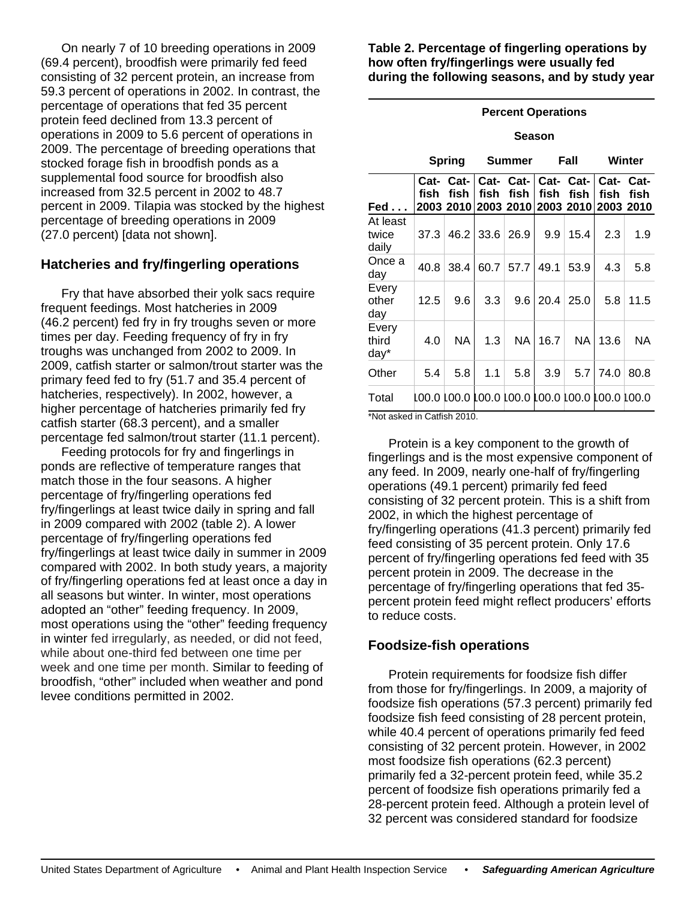On nearly 7 of 10 breeding operations in 2009 (69.4 percent), broodfish were primarily fed feed consisting of 32 percent protein, an increase from 59.3 percent of operations in 2002. In contrast, the percentage of operations that fed 35 percent protein feed declined from 13.3 percent of operations in 2009 to 5.6 percent of operations in 2009. The percentage of breeding operations that stocked forage fish in broodfish ponds as a supplemental food source for broodfish also increased from 32.5 percent in 2002 to 48.7 percent in 2009. Tilapia was stocked by the highest percentage of breeding operations in 2009 (27.0 percent) [data not shown].

## Hatcheries and fry/fingerling operations

Fry that have absorbed their yolk sacs require frequent feedings. Most hatcheries in 2009 (46.2 percent) fed fry in fry troughs seven or more times per day. Feeding frequency of fry in fry troughs was unchanged from 2002 to 2009. In 2009, catfish starter or salmon/trout starter was the primary feed fed to fry (51.7 and 35.4 percent of hatcheries, respectively). In 2002, however, a higher percentage of hatcheries primarily fed fry catfish starter (68.3 percent), and a smaller percentage fed salmon/trout starter (11.1 percent).

Feeding protocols for fry and fingerlings in ponds are reflective of temperature ranges that match those in the four seasons. A higher percentage of fry/fingerling operations fed fry/fingerlings at least twice daily in spring and fall in 2009 compared with 2002 (table 2). A lower percentage of fry/fingerling operations fed fry/fingerlings at least twice daily in summer in 2009 compared with 2002. In both study years, a majority of fry/fingerling operations fed at least once a day in all seasons but winter. In winter, most operations adopted an "other" feeding frequency. In 2009, most operations using the "other" feeding frequency in winter fed irregularly, as needed, or did not feed, while about one-third fed between one time per week and one time per month. Similar to feeding of broodfish, "other" included when weather and pond levee conditions permitted in 2002.

**Table 2. Percentage of fingerling operations by how often fry/fingerlings were usually fed during the following seasons, and by study year**

| | Percent Operations | | | | | | | |
|---|---|---|---|---|---|---|---|---|
| | Season | | | | | | | |
| | Spring | | Summer | | Fall | | Winter | |
| Fed . . . | Catfish 2003 | Catfish 2010 | Catfish 2003 | Catfish 2010 | Catfish 2003 | Catfish 2010 | Catfish 2003 | Catfish 2010 |
| At least twice daily | 37.3 | 46.2 | 33.6 | 26.9 | 9.9 | 15.4 | 2.3 | 1.9 |
| Once a day | 40.8 | 38.4 | 60.7 | 57.7 | 49.1 | 53.9 | 4.3 | 5.8 |
| Every other day | 12.5 | 9.6 | 3.3 | 9.6 | 20.4 | 25.0 | 5.8 | 11.5 |
| Every third day* | 4.0 | NA | 1.3 | NA | 16.7 | NA | 13.6 | NA |
| Other | 5.4 | 5.8 | 1.1 | 5.8 | 3.9 | 5.7 | 74.0 | 80.8 |
| Total | 100.0 | 100.0 | 100.0 | 100.0 | 100.0 | 100.0 | 100.0 | 100.0 |

*Not asked in Catfish 2010.

Protein is a key component to the growth of fingerlings and is the most expensive component of any feed. In 2009, nearly one-half of fry/fingerling operations (49.1 percent) primarily fed feed consisting of 32 percent protein. This is a shift from 2002, in which the highest percentage of fry/fingerling operations (41.3 percent) primarily fed feed consisting of 35 percent protein. Only 17.6 percent of fry/fingerling operations fed feed with 35 percent protein in 2009. The decrease in the percentage of fry/fingerling operations that fed 35-percent protein feed might reflect producers' efforts to reduce costs.

## Foodsize-fish operations

Protein requirements for foodsize fish differ from those for fry/fingerlings. In 2009, a majority of foodsize fish operations (57.3 percent) primarily fed foodsize fish feed consisting of 28 percent protein, while 40.4 percent of operations primarily fed feed consisting of 32 percent protein. However, in 2002 most foodsize fish operations (62.3 percent) primarily fed a 32-percent protein feed, while 35.2 percent of foodsize fish operations primarily fed a 28-percent protein feed. Although a protein level of 32 percent was considered standard for foodsize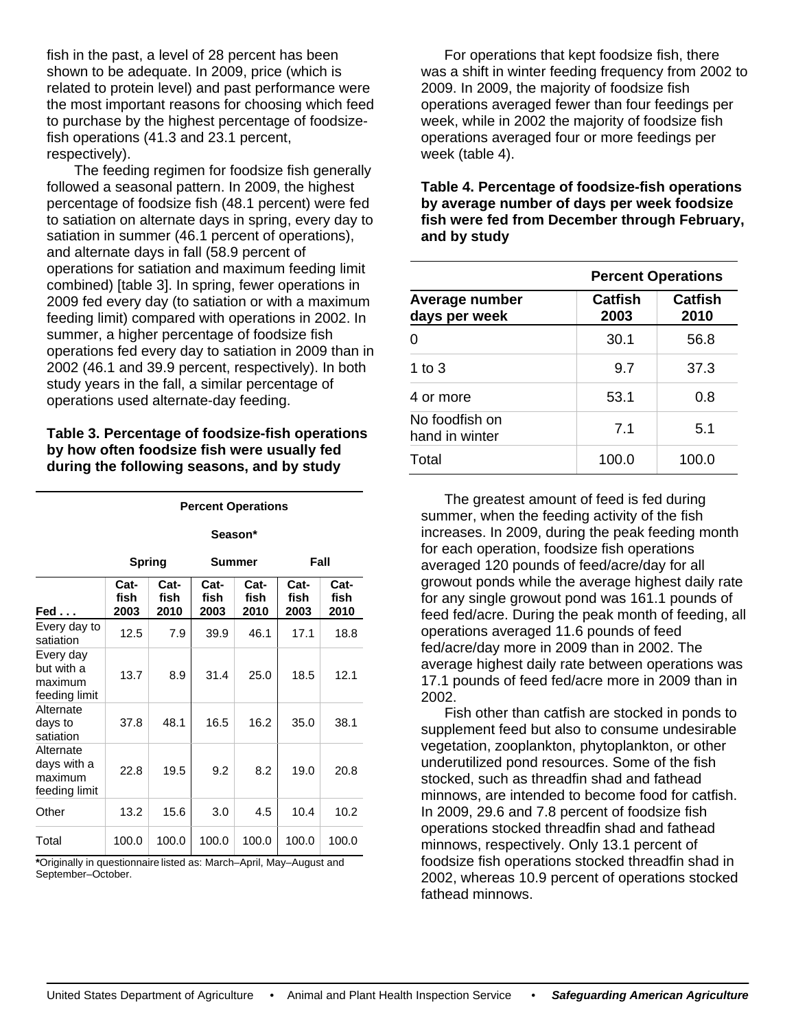fish in the past, a level of 28 percent has been shown to be adequate. In 2009, price (which is related to protein level) and past performance were the most important reasons for choosing which feed to purchase by the highest percentage of foodsize-fish operations (41.3 and 23.1 percent, respectively).

The feeding regimen for foodsize fish generally followed a seasonal pattern. In 2009, the highest percentage of foodsize fish (48.1 percent) were fed to satiation on alternate days in spring, every day to satiation in summer (46.1 percent of operations), and alternate days in fall (58.9 percent of operations for satiation and maximum feeding limit combined) [table 3]. In spring, fewer operations in 2009 fed every day (to satiation or with a maximum feeding limit) compared with operations in 2002. In summer, a higher percentage of foodsize fish operations fed every day to satiation in 2009 than in 2002 (46.1 and 39.9 percent, respectively). In both study years in the fall, a similar percentage of operations used alternate-day feeding.

**Table 3. Percentage of foodsize-fish operations by how often foodsize fish were usually fed during the following seasons, and by study**

| | Percent Operations | | | | | |
|---|---|---|---|---|---|---|
| | Season* | | | | | |
| | Spring | | Summer | | Fall | |
| Fed . . . | Catfish 2003 | Catfish 2010 | Catfish 2003 | Catfish 2010 | Catfish 2003 | Catfish 2010 |
| Every day to satiation | 12.5 | 7.9 | 39.9 | 46.1 | 17.1 | 18.8 |
| Every day but with a maximum feeding limit | 13.7 | 8.9 | 31.4 | 25.0 | 18.5 | 12.1 |
| Alternate days to satiation | 37.8 | 48.1 | 16.5 | 16.2 | 35.0 | 38.1 |
| Alternate days with a maximum feeding limit | 22.8 | 19.5 | 9.2 | 8.2 | 19.0 | 20.8 |
| Other | 13.2 | 15.6 | 3.0 | 4.5 | 10.4 | 10.2 |
| Total | 100.0 | 100.0 | 100.0 | 100.0 | 100.0 | 100.0 |

*Originally in questionnaire listed as: March–April, May–August and September–October.

For operations that kept foodsize fish, there was a shift in winter feeding frequency from 2002 to 2009. In 2009, the majority of foodsize fish operations averaged fewer than four feedings per week, while in 2002 the majority of foodsize fish operations averaged four or more feedings per week (table 4).

**Table 4. Percentage of foodsize-fish operations by average number of days per week foodsize fish were fed from December through February, and by study**

| | Percent Operations | |
|---|---|---|
| Average number days per week | Catfish 2003 | Catfish 2010 |
| 0 | 30.1 | 56.8 |
| 1 to 3 | 9.7 | 37.3 |
| 4 or more | 53.1 | 0.8 |
| No foodfish on hand in winter | 7.1 | 5.1 |
| Total | 100.0 | 100.0 |

The greatest amount of feed is fed during summer, when the feeding activity of the fish increases. In 2009, during the peak feeding month for each operation, foodsize fish operations averaged 120 pounds of feed/acre/day for all growout ponds while the average highest daily rate for any single growout pond was 161.1 pounds of feed fed/acre. During the peak month of feeding, all operations averaged 11.6 pounds of feed fed/acre/day more in 2009 than in 2002. The average highest daily rate between operations was 17.1 pounds of feed fed/acre more in 2009 than in 2002.

Fish other than catfish are stocked in ponds to supplement feed but also to consume undesirable vegetation, zooplankton, phytoplankton, or other underutilized pond resources. Some of the fish stocked, such as threadfin shad and fathead minnows, are intended to become food for catfish. In 2009, 29.6 and 7.8 percent of foodsize fish operations stocked threadfin shad and fathead minnows, respectively. Only 13.1 percent of foodsize fish operations stocked threadfin shad in 2002, whereas 10.9 percent of operations stocked fathead minnows.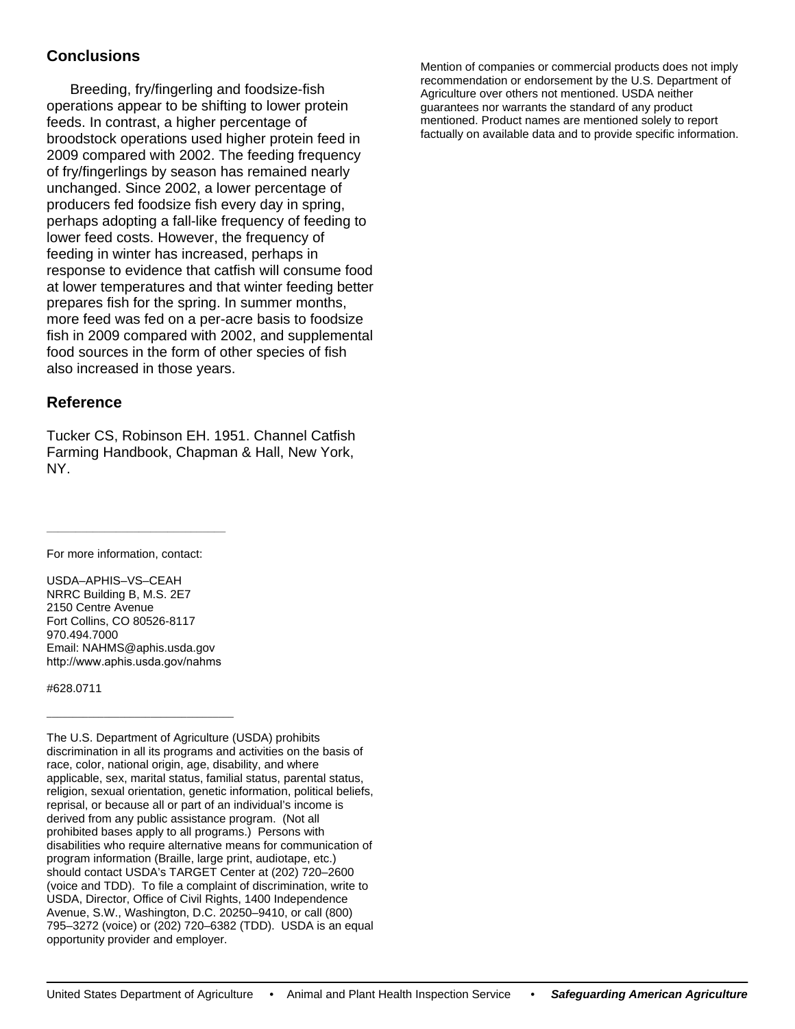## Conclusions

Breeding, fry/fingerling and foodsize-fish operations appear to be shifting to lower protein feeds. In contrast, a higher percentage of broodstock operations used higher protein feed in 2009 compared with 2002. The feeding frequency of fry/fingerlings by season has remained nearly unchanged. Since 2002, a lower percentage of producers fed foodsize fish every day in spring, perhaps adopting a fall-like frequency of feeding to lower feed costs. However, the frequency of feeding in winter has increased, perhaps in response to evidence that catfish will consume food at lower temperatures and that winter feeding better prepares fish for the spring. In summer months, more feed was fed on a per-acre basis to foodsize fish in 2009 compared with 2002, and supplemental food sources in the form of other species of fish also increased in those years.

## Reference

Tucker CS, Robinson EH. 1951. Channel Catfish Farming Handbook, Chapman & Hall, New York, NY.

---

For more information, contact:

USDA–APHIS–VS–CEAH
NRRC Building B, M.S. 2E7
2150 Centre Avenue
Fort Collins, CO 80526-8117
970.494.7000
Email: NAHMS@aphis.usda.gov
http://www.aphis.usda.gov/nahms

#628.0711

---

The U.S. Department of Agriculture (USDA) prohibits discrimination in all its programs and activities on the basis of race, color, national origin, age, disability, and where applicable, sex, marital status, familial status, parental status, religion, sexual orientation, genetic information, political beliefs, reprisal, or because all or part of an individual's income is derived from any public assistance program. (Not all prohibited bases apply to all programs.) Persons with disabilities who require alternative means for communication of program information (Braille, large print, audiotape, etc.) should contact USDA's TARGET Center at (202) 720–2600 (voice and TDD). To file a complaint of discrimination, write to USDA, Director, Office of Civil Rights, 1400 Independence Avenue, S.W., Washington, D.C. 20250–9410, or call (800) 795–3272 (voice) or (202) 720–6382 (TDD). USDA is an equal opportunity provider and employer.

Mention of companies or commercial products does not imply recommendation or endorsement by the U.S. Department of Agriculture over others not mentioned. USDA neither guarantees nor warrants the standard of any product mentioned. Product names are mentioned solely to report factually on available data and to provide specific information.